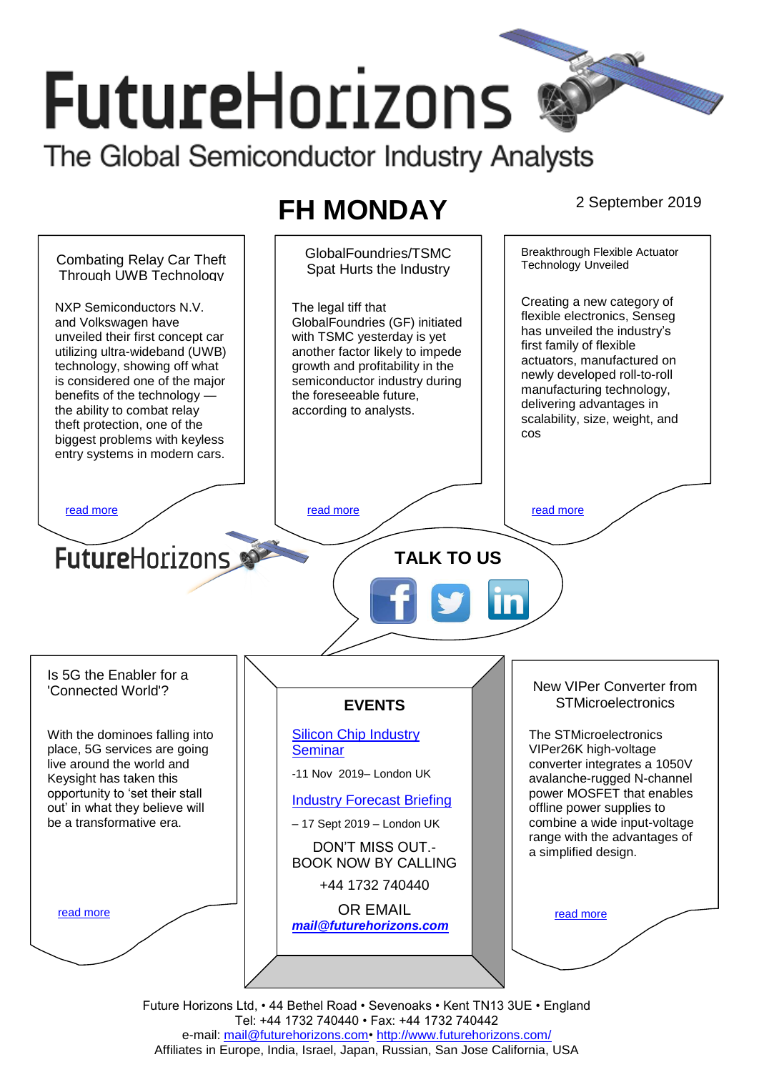# FutureHorizons

The Global Semiconductor Industry Analysts

## FH MONDAY

2 September 2019

### Combating Relay Car Theft Through UWB Technology

NXP Semiconductors N.V. and Volkswagen have unveiled their first concept car utilizing ultra-wideband (UWB) technology, showing off what is considered one of the major benefits of the technology — the ability to combat relay theft protection, one of the biggest problems with keyless entry systems in modern cars.

read more

### GlobalFoundries/TSMC Spat Hurts the Industry

The legal tiff that GlobalFoundries (GF) initiated with TSMC yesterday is yet another factor likely to impede growth and profitability in the semiconductor industry during the foreseeable future, according to analysts.

read more

### Breakthrough Flexible Actuator Technology Unveiled

Creating a new category of flexible electronics, Senseg has unveiled the industry's first family of flexible actuators, manufactured on newly developed roll-to-roll manufacturing technology, delivering advantages in scalability, size, weight, and cos

read more

FutureHorizons

**TALK TO US**

### Is 5G the Enabler for a 'Connected World'?

With the dominoes falling into place, 5G services are going live around the world and Keysight has taken this opportunity to 'set their stall out' in what they believe will be a transformative era.

read more

### EVENTS

Silicon Chip Industry Seminar

-11 Nov 2019– London UK

Industry Forecast Briefing

– 17 Sept 2019 – London UK

DON'T MISS OUT.- BOOK NOW BY CALLING

+44 1732 740440

OR EMAIL

***mail@futurehorizons.com***

### New VIPer Converter from STMicroelectronics

The STMicroelectronics VIPer26K high-voltage converter integrates a 1050V avalanche-rugged N-channel power MOSFET that enables offline power supplies to combine a wide input-voltage range with the advantages of a simplified design.

read more

Future Horizons Ltd, • 44 Bethel Road • Sevenoaks • Kent TN13 3UE • England
Tel: +44 1732 740440 • Fax: +44 1732 740442
e-mail: mail@futurehorizons.com• http://www.futurehorizons.com/
Affiliates in Europe, India, Israel, Japan, Russian, San Jose California, USA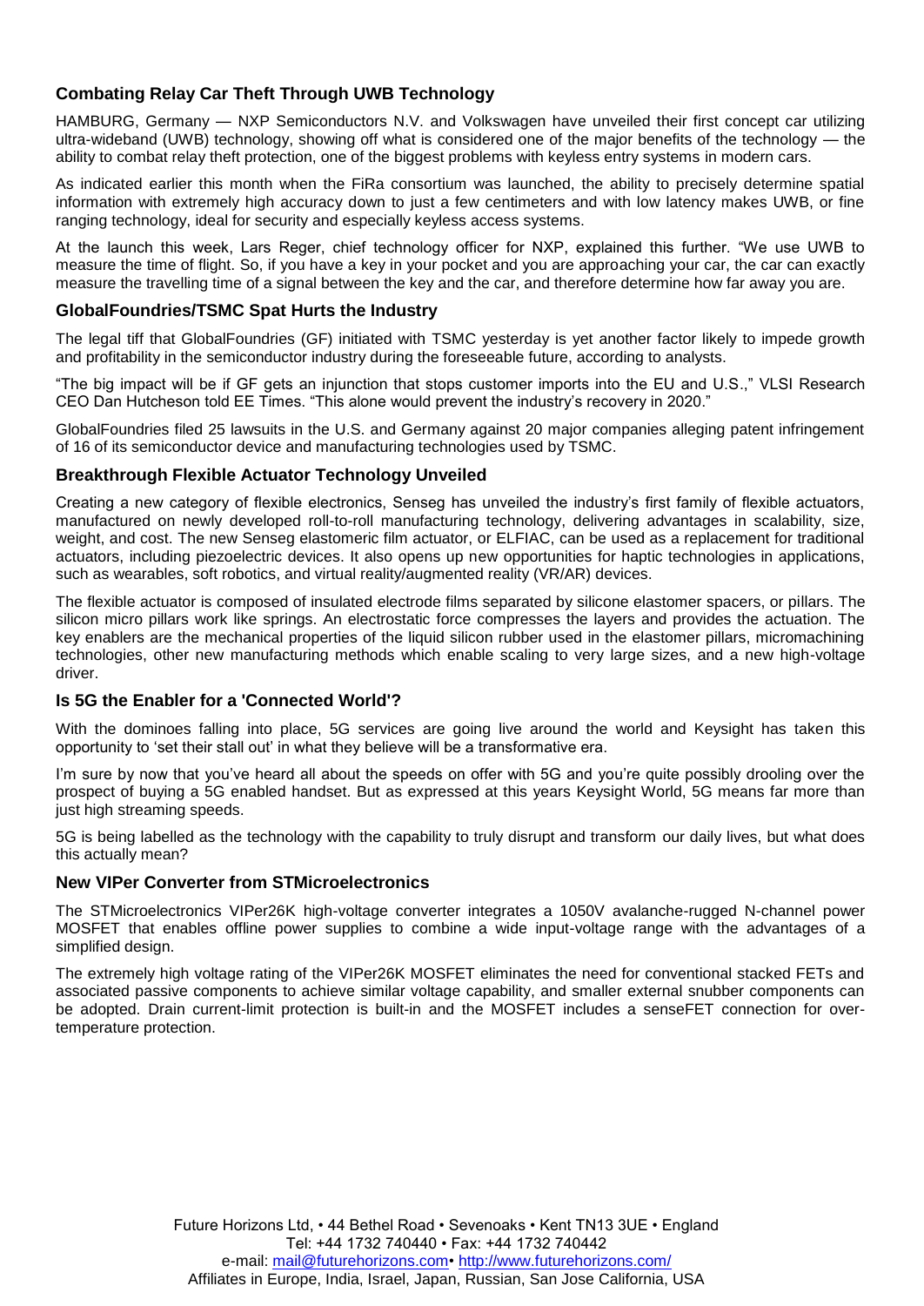### Combating Relay Car Theft Through UWB Technology

HAMBURG, Germany — NXP Semiconductors N.V. and Volkswagen have unveiled their first concept car utilizing ultra-wideband (UWB) technology, showing off what is considered one of the major benefits of the technology — the ability to combat relay theft protection, one of the biggest problems with keyless entry systems in modern cars.

As indicated earlier this month when the FiRa consortium was launched, the ability to precisely determine spatial information with extremely high accuracy down to just a few centimeters and with low latency makes UWB, or fine ranging technology, ideal for security and especially keyless access systems.

At the launch this week, Lars Reger, chief technology officer for NXP, explained this further. "We use UWB to measure the time of flight. So, if you have a key in your pocket and you are approaching your car, the car can exactly measure the travelling time of a signal between the key and the car, and therefore determine how far away you are.

### GlobalFoundries/TSMC Spat Hurts the Industry

The legal tiff that GlobalFoundries (GF) initiated with TSMC yesterday is yet another factor likely to impede growth and profitability in the semiconductor industry during the foreseeable future, according to analysts.

"The big impact will be if GF gets an injunction that stops customer imports into the EU and U.S.," VLSI Research CEO Dan Hutcheson told EE Times. "This alone would prevent the industry's recovery in 2020."

GlobalFoundries filed 25 lawsuits in the U.S. and Germany against 20 major companies alleging patent infringement of 16 of its semiconductor device and manufacturing technologies used by TSMC.

### Breakthrough Flexible Actuator Technology Unveiled

Creating a new category of flexible electronics, Senseg has unveiled the industry's first family of flexible actuators, manufactured on newly developed roll-to-roll manufacturing technology, delivering advantages in scalability, size, weight, and cost. The new Senseg elastomeric film actuator, or ELFIAC, can be used as a replacement for traditional actuators, including piezoelectric devices. It also opens up new opportunities for haptic technologies in applications, such as wearables, soft robotics, and virtual reality/augmented reality (VR/AR) devices.

The flexible actuator is composed of insulated electrode films separated by silicone elastomer spacers, or pillars. The silicon micro pillars work like springs. An electrostatic force compresses the layers and provides the actuation. The key enablers are the mechanical properties of the liquid silicon rubber used in the elastomer pillars, micromachining technologies, other new manufacturing methods which enable scaling to very large sizes, and a new high-voltage driver.

### Is 5G the Enabler for a 'Connected World'?

With the dominoes falling into place, 5G services are going live around the world and Keysight has taken this opportunity to 'set their stall out' in what they believe will be a transformative era.

I'm sure by now that you've heard all about the speeds on offer with 5G and you're quite possibly drooling over the prospect of buying a 5G enabled handset. But as expressed at this years Keysight World, 5G means far more than just high streaming speeds.

5G is being labelled as the technology with the capability to truly disrupt and transform our daily lives, but what does this actually mean?

### New VIPer Converter from STMicroelectronics

The STMicroelectronics VIPer26K high-voltage converter integrates a 1050V avalanche-rugged N-channel power MOSFET that enables offline power supplies to combine a wide input-voltage range with the advantages of a simplified design.

The extremely high voltage rating of the VIPer26K MOSFET eliminates the need for conventional stacked FETs and associated passive components to achieve similar voltage capability, and smaller external snubber components can be adopted. Drain current-limit protection is built-in and the MOSFET includes a senseFET connection for over-temperature protection.

Future Horizons Ltd, • 44 Bethel Road • Sevenoaks • Kent TN13 3UE • England
Tel: +44 1732 740440 • Fax: +44 1732 740442
e-mail: mail@futurehorizons.com• http://www.futurehorizons.com/
Affiliates in Europe, India, Israel, Japan, Russian, San Jose California, USA